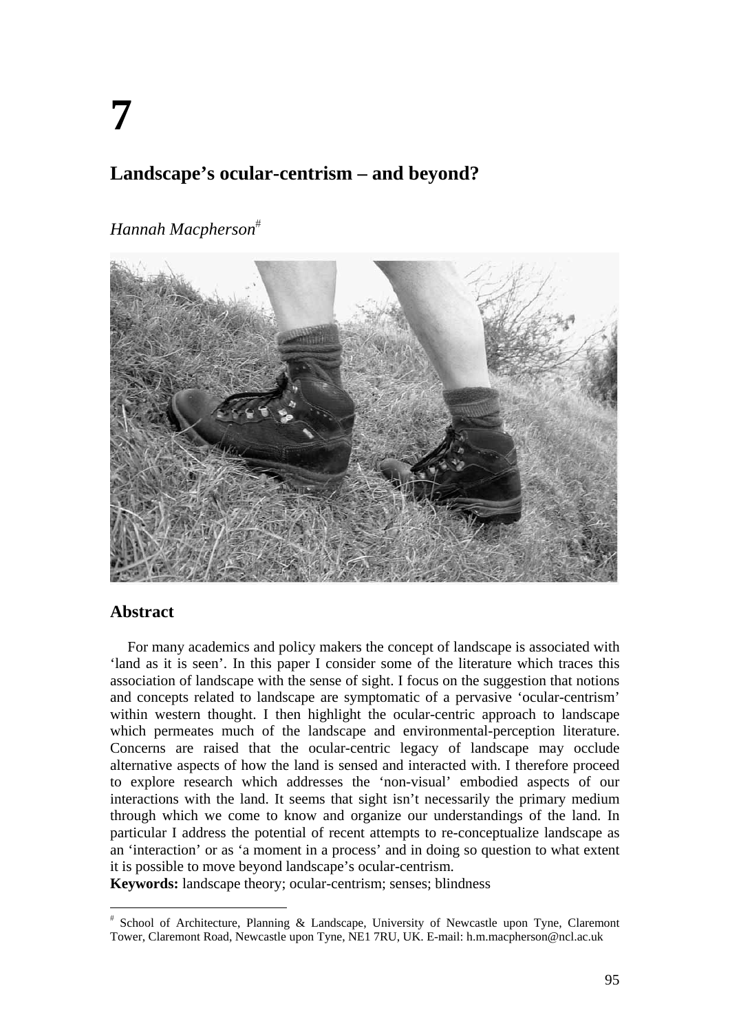# 7

## Landscape's ocular-centrism – and beyond?

*Hannah Macpherson*[#]

## Abstract

For many academics and policy makers the concept of landscape is associated with 'land as it is seen'. In this paper I consider some of the literature which traces this association of landscape with the sense of sight. I focus on the suggestion that notions and concepts related to landscape are symptomatic of a pervasive 'ocular-centrism' within western thought. I then highlight the ocular-centric approach to landscape which permeates much of the landscape and environmental-perception literature. Concerns are raised that the ocular-centric legacy of landscape may occlude alternative aspects of how the land is sensed and interacted with. I therefore proceed to explore research which addresses the 'non-visual' embodied aspects of our interactions with the land. It seems that sight isn't necessarily the primary medium through which we come to know and organize our understandings of the land. In particular I address the potential of recent attempts to re-conceptualize landscape as an 'interaction' or as 'a moment in a process' and in doing so question to what extent it is possible to move beyond landscape's ocular-centrism.

**Keywords:** landscape theory; ocular-centrism; senses; blindness

[#] School of Architecture, Planning & Landscape, University of Newcastle upon Tyne, Claremont Tower, Claremont Road, Newcastle upon Tyne, NE1 7RU, UK. E-mail: h.m.macpherson@ncl.ac.uk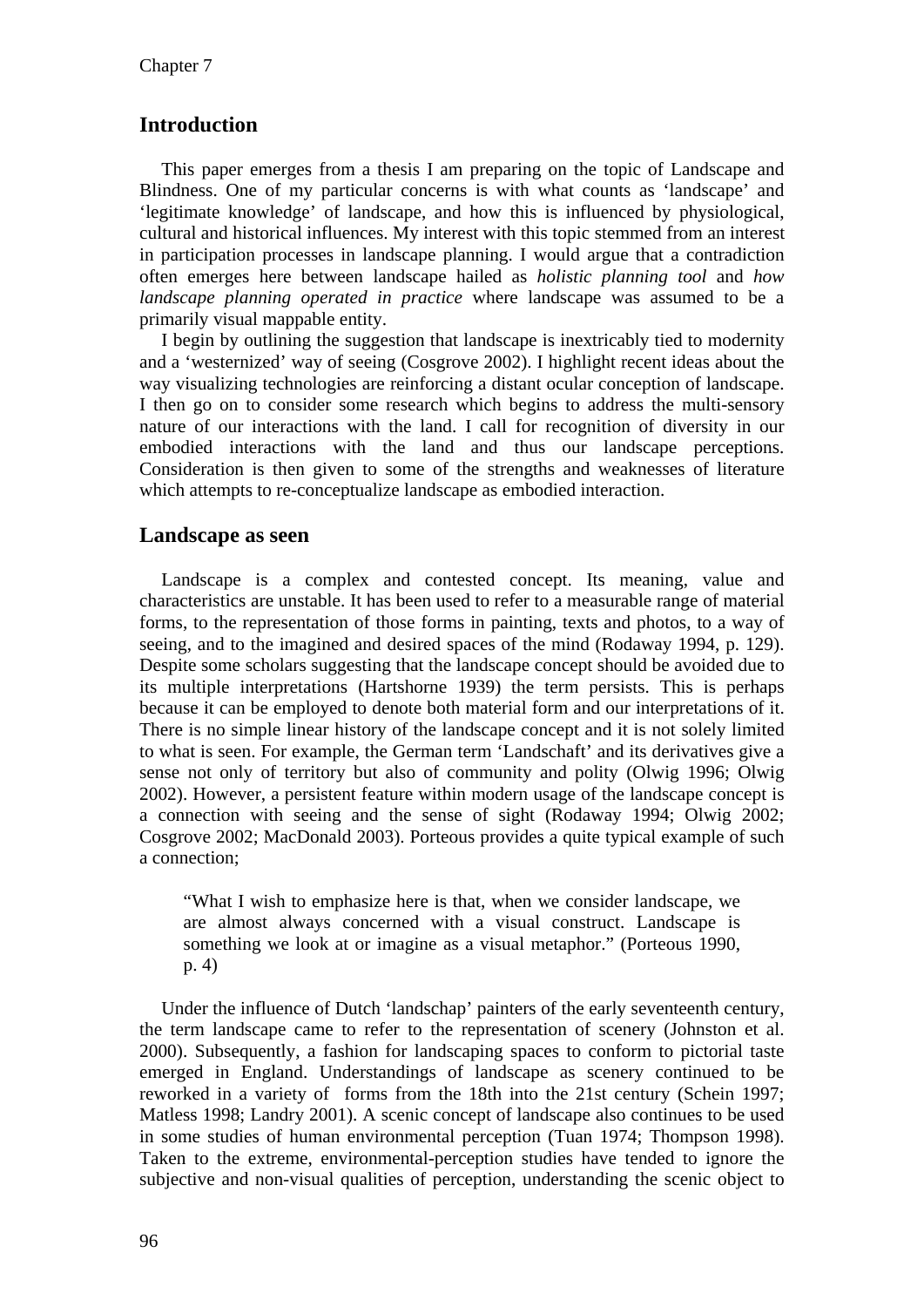## Introduction

This paper emerges from a thesis I am preparing on the topic of Landscape and Blindness. One of my particular concerns is with what counts as 'landscape' and 'legitimate knowledge' of landscape, and how this is influenced by physiological, cultural and historical influences. My interest with this topic stemmed from an interest in participation processes in landscape planning. I would argue that a contradiction often emerges here between landscape hailed as *holistic planning tool* and *how landscape planning operated in practice* where landscape was assumed to be a primarily visual mappable entity.

I begin by outlining the suggestion that landscape is inextricably tied to modernity and a 'westernized' way of seeing (Cosgrove 2002). I highlight recent ideas about the way visualizing technologies are reinforcing a distant ocular conception of landscape. I then go on to consider some research which begins to address the multi-sensory nature of our interactions with the land. I call for recognition of diversity in our embodied interactions with the land and thus our landscape perceptions. Consideration is then given to some of the strengths and weaknesses of literature which attempts to re-conceptualize landscape as embodied interaction.

## Landscape as seen

Landscape is a complex and contested concept. Its meaning, value and characteristics are unstable. It has been used to refer to a measurable range of material forms, to the representation of those forms in painting, texts and photos, to a way of seeing, and to the imagined and desired spaces of the mind (Rodaway 1994, p. 129). Despite some scholars suggesting that the landscape concept should be avoided due to its multiple interpretations (Hartshorne 1939) the term persists. This is perhaps because it can be employed to denote both material form and our interpretations of it. There is no simple linear history of the landscape concept and it is not solely limited to what is seen. For example, the German term 'Landschaft' and its derivatives give a sense not only of territory but also of community and polity (Olwig 1996; Olwig 2002). However, a persistent feature within modern usage of the landscape concept is a connection with seeing and the sense of sight (Rodaway 1994; Olwig 2002; Cosgrove 2002; MacDonald 2003). Porteous provides a quite typical example of such a connection;

> "What I wish to emphasize here is that, when we consider landscape, we are almost always concerned with a visual construct. Landscape is something we look at or imagine as a visual metaphor." (Porteous 1990, p. 4)

Under the influence of Dutch 'landschap' painters of the early seventeenth century, the term landscape came to refer to the representation of scenery (Johnston et al. 2000). Subsequently, a fashion for landscaping spaces to conform to pictorial taste emerged in England. Understandings of landscape as scenery continued to be reworked in a variety of forms from the 18th into the 21st century (Schein 1997; Matless 1998; Landry 2001). A scenic concept of landscape also continues to be used in some studies of human environmental perception (Tuan 1974; Thompson 1998). Taken to the extreme, environmental-perception studies have tended to ignore the subjective and non-visual qualities of perception, understanding the scenic object to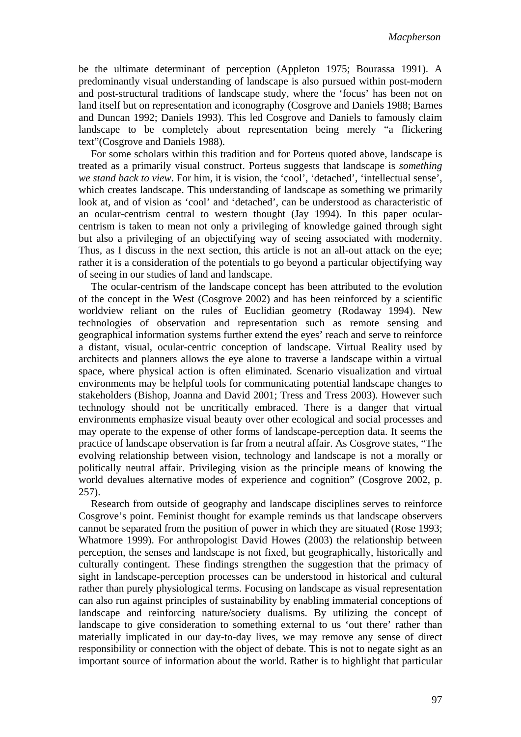be the ultimate determinant of perception (Appleton 1975; Bourassa 1991). A predominantly visual understanding of landscape is also pursued within post-modern and post-structural traditions of landscape study, where the 'focus' has been not on land itself but on representation and iconography (Cosgrove and Daniels 1988; Barnes and Duncan 1992; Daniels 1993). This led Cosgrove and Daniels to famously claim landscape to be completely about representation being merely "a flickering text"(Cosgrove and Daniels 1988).

For some scholars within this tradition and for Porteus quoted above, landscape is treated as a primarily visual construct. Porteus suggests that landscape is *something we stand back to view*. For him, it is vision, the 'cool', 'detached', 'intellectual sense', which creates landscape. This understanding of landscape as something we primarily look at, and of vision as 'cool' and 'detached', can be understood as characteristic of an ocular-centrism central to western thought (Jay 1994). In this paper ocular-centrism is taken to mean not only a privileging of knowledge gained through sight but also a privileging of an objectifying way of seeing associated with modernity. Thus, as I discuss in the next section, this article is not an all-out attack on the eye; rather it is a consideration of the potentials to go beyond a particular objectifying way of seeing in our studies of land and landscape.

The ocular-centrism of the landscape concept has been attributed to the evolution of the concept in the West (Cosgrove 2002) and has been reinforced by a scientific worldview reliant on the rules of Euclidian geometry (Rodaway 1994). New technologies of observation and representation such as remote sensing and geographical information systems further extend the eyes' reach and serve to reinforce a distant, visual, ocular-centric conception of landscape. Virtual Reality used by architects and planners allows the eye alone to traverse a landscape within a virtual space, where physical action is often eliminated. Scenario visualization and virtual environments may be helpful tools for communicating potential landscape changes to stakeholders (Bishop, Joanna and David 2001; Tress and Tress 2003). However such technology should not be uncritically embraced. There is a danger that virtual environments emphasize visual beauty over other ecological and social processes and may operate to the expense of other forms of landscape-perception data. It seems the practice of landscape observation is far from a neutral affair. As Cosgrove states, "The evolving relationship between vision, technology and landscape is not a morally or politically neutral affair. Privileging vision as the principle means of knowing the world devalues alternative modes of experience and cognition" (Cosgrove 2002, p. 257).

Research from outside of geography and landscape disciplines serves to reinforce Cosgrove's point. Feminist thought for example reminds us that landscape observers cannot be separated from the position of power in which they are situated (Rose 1993; Whatmore 1999). For anthropologist David Howes (2003) the relationship between perception, the senses and landscape is not fixed, but geographically, historically and culturally contingent. These findings strengthen the suggestion that the primacy of sight in landscape-perception processes can be understood in historical and cultural rather than purely physiological terms. Focusing on landscape as visual representation can also run against principles of sustainability by enabling immaterial conceptions of landscape and reinforcing nature/society dualisms. By utilizing the concept of landscape to give consideration to something external to us 'out there' rather than materially implicated in our day-to-day lives, we may remove any sense of direct responsibility or connection with the object of debate. This is not to negate sight as an important source of information about the world. Rather is to highlight that particular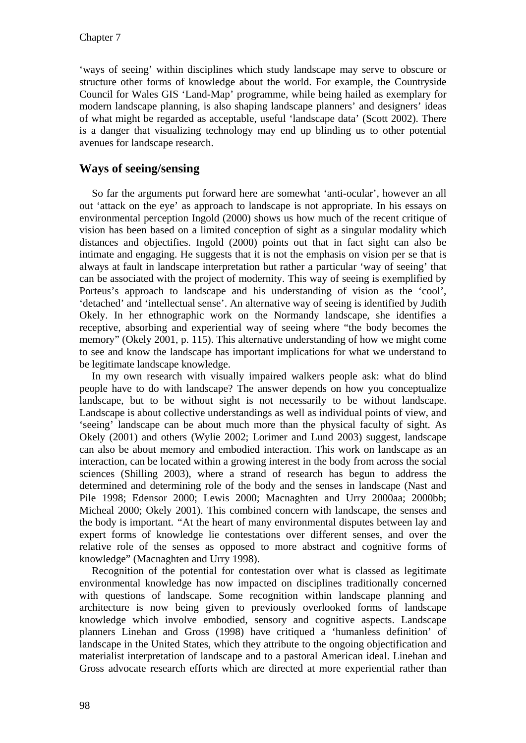‘ways of seeing’ within disciplines which study landscape may serve to obscure or structure other forms of knowledge about the world. For example, the Countryside Council for Wales GIS ‘Land-Map’ programme, while being hailed as exemplary for modern landscape planning, is also shaping landscape planners’ and designers’ ideas of what might be regarded as acceptable, useful ‘landscape data’ (Scott 2002). There is a danger that visualizing technology may end up blinding us to other potential avenues for landscape research.

## Ways of seeing/sensing

So far the arguments put forward here are somewhat ‘anti-ocular’, however an all out ‘attack on the eye’ as approach to landscape is not appropriate. In his essays on environmental perception Ingold (2000) shows us how much of the recent critique of vision has been based on a limited conception of sight as a singular modality which distances and objectifies. Ingold (2000) points out that in fact sight can also be intimate and engaging. He suggests that it is not the emphasis on vision per se that is always at fault in landscape interpretation but rather a particular ‘way of seeing’ that can be associated with the project of modernity. This way of seeing is exemplified by Porteus’s approach to landscape and his understanding of vision as the ‘cool’, ‘detached’ and ‘intellectual sense’. An alternative way of seeing is identified by Judith Okely. In her ethnographic work on the Normandy landscape, she identifies a receptive, absorbing and experiential way of seeing where “the body becomes the memory” (Okely 2001, p. 115). This alternative understanding of how we might come to see and know the landscape has important implications for what we understand to be legitimate landscape knowledge.

In my own research with visually impaired walkers people ask: what do blind people have to do with landscape? The answer depends on how you conceptualize landscape, but to be without sight is not necessarily to be without landscape. Landscape is about collective understandings as well as individual points of view, and ‘seeing’ landscape can be about much more than the physical faculty of sight. As Okely (2001) and others (Wylie 2002; Lorimer and Lund 2003) suggest, landscape can also be about memory and embodied interaction. This work on landscape as an interaction, can be located within a growing interest in the body from across the social sciences (Shilling 2003), where a strand of research has begun to address the determined and determining role of the body and the senses in landscape (Nast and Pile 1998; Edensor 2000; Lewis 2000; Macnaghten and Urry 2000aa; 2000bb; Micheal 2000; Okely 2001). This combined concern with landscape, the senses and the body is important. “At the heart of many environmental disputes between lay and expert forms of knowledge lie contestations over different senses, and over the relative role of the senses as opposed to more abstract and cognitive forms of knowledge” (Macnaghten and Urry 1998).

Recognition of the potential for contestation over what is classed as legitimate environmental knowledge has now impacted on disciplines traditionally concerned with questions of landscape. Some recognition within landscape planning and architecture is now being given to previously overlooked forms of landscape knowledge which involve embodied, sensory and cognitive aspects. Landscape planners Linehan and Gross (1998) have critiqued a ‘humanless definition’ of landscape in the United States, which they attribute to the ongoing objectification and materialist interpretation of landscape and to a pastoral American ideal. Linehan and Gross advocate research efforts which are directed at more experiential rather than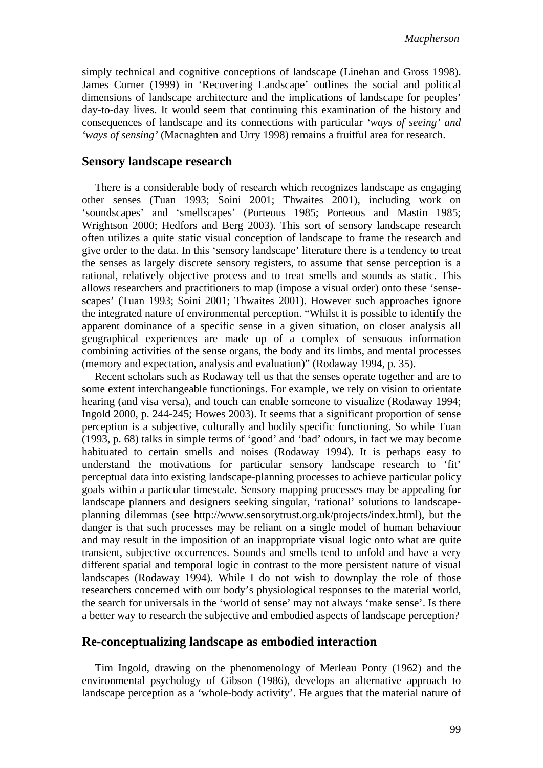simply technical and cognitive conceptions of landscape (Linehan and Gross 1998). James Corner (1999) in 'Recovering Landscape' outlines the social and political dimensions of landscape architecture and the implications of landscape for peoples' day-to-day lives. It would seem that continuing this examination of the history and consequences of landscape and its connections with particular *'ways of seeing' and 'ways of sensing'* (Macnaghten and Urry 1998) remains a fruitful area for research.

## Sensory landscape research

There is a considerable body of research which recognizes landscape as engaging other senses (Tuan 1993; Soini 2001; Thwaites 2001), including work on 'soundscapes' and 'smellscapes' (Porteous 1985; Porteous and Mastin 1985; Wrightson 2000; Hedfors and Berg 2003). This sort of sensory landscape research often utilizes a quite static visual conception of landscape to frame the research and give order to the data. In this 'sensory landscape' literature there is a tendency to treat the senses as largely discrete sensory registers, to assume that sense perception is a rational, relatively objective process and to treat smells and sounds as static. This allows researchers and practitioners to map (impose a visual order) onto these 'sense-scapes' (Tuan 1993; Soini 2001; Thwaites 2001). However such approaches ignore the integrated nature of environmental perception. "Whilst it is possible to identify the apparent dominance of a specific sense in a given situation, on closer analysis all geographical experiences are made up of a complex of sensuous information combining activities of the sense organs, the body and its limbs, and mental processes (memory and expectation, analysis and evaluation)" (Rodaway 1994, p. 35).

Recent scholars such as Rodaway tell us that the senses operate together and are to some extent interchangeable functionings. For example, we rely on vision to orientate hearing (and visa versa), and touch can enable someone to visualize (Rodaway 1994; Ingold 2000, p. 244-245; Howes 2003). It seems that a significant proportion of sense perception is a subjective, culturally and bodily specific functioning. So while Tuan (1993, p. 68) talks in simple terms of 'good' and 'bad' odours, in fact we may become habituated to certain smells and noises (Rodaway 1994). It is perhaps easy to understand the motivations for particular sensory landscape research to 'fit' perceptual data into existing landscape-planning processes to achieve particular policy goals within a particular timescale. Sensory mapping processes may be appealing for landscape planners and designers seeking singular, 'rational' solutions to landscape-planning dilemmas (see http://www.sensorytrust.org.uk/projects/index.html), but the danger is that such processes may be reliant on a single model of human behaviour and may result in the imposition of an inappropriate visual logic onto what are quite transient, subjective occurrences. Sounds and smells tend to unfold and have a very different spatial and temporal logic in contrast to the more persistent nature of visual landscapes (Rodaway 1994). While I do not wish to downplay the role of those researchers concerned with our body's physiological responses to the material world, the search for universals in the 'world of sense' may not always 'make sense'. Is there a better way to research the subjective and embodied aspects of landscape perception?

## Re-conceptualizing landscape as embodied interaction

Tim Ingold, drawing on the phenomenology of Merleau Ponty (1962) and the environmental psychology of Gibson (1986), develops an alternative approach to landscape perception as a 'whole-body activity'. He argues that the material nature of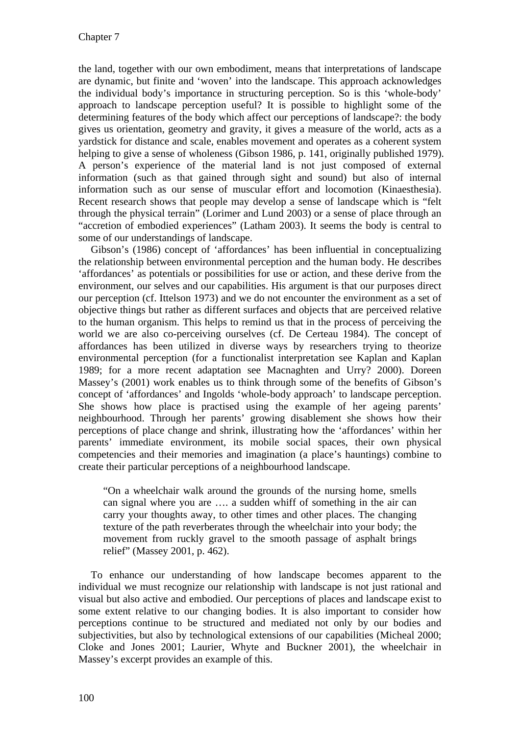the land, together with our own embodiment, means that interpretations of landscape are dynamic, but finite and 'woven' into the landscape. This approach acknowledges the individual body's importance in structuring perception. So is this 'whole-body' approach to landscape perception useful? It is possible to highlight some of the determining features of the body which affect our perceptions of landscape?: the body gives us orientation, geometry and gravity, it gives a measure of the world, acts as a yardstick for distance and scale, enables movement and operates as a coherent system helping to give a sense of wholeness (Gibson 1986, p. 141, originally published 1979). A person's experience of the material land is not just composed of external information (such as that gained through sight and sound) but also of internal information such as our sense of muscular effort and locomotion (Kinaesthesia). Recent research shows that people may develop a sense of landscape which is "felt through the physical terrain" (Lorimer and Lund 2003) or a sense of place through an "accretion of embodied experiences" (Latham 2003). It seems the body is central to some of our understandings of landscape.

Gibson's (1986) concept of 'affordances' has been influential in conceptualizing the relationship between environmental perception and the human body. He describes 'affordances' as potentials or possibilities for use or action, and these derive from the environment, our selves and our capabilities. His argument is that our purposes direct our perception (cf. Ittelson 1973) and we do not encounter the environment as a set of objective things but rather as different surfaces and objects that are perceived relative to the human organism. This helps to remind us that in the process of perceiving the world we are also co-perceiving ourselves (cf. De Certeau 1984). The concept of affordances has been utilized in diverse ways by researchers trying to theorize environmental perception (for a functionalist interpretation see Kaplan and Kaplan 1989; for a more recent adaptation see Macnaghten and Urry? 2000). Doreen Massey's (2001) work enables us to think through some of the benefits of Gibson's concept of 'affordances' and Ingolds 'whole-body approach' to landscape perception. She shows how place is practised using the example of her ageing parents' neighbourhood. Through her parents' growing disablement she shows how their perceptions of place change and shrink, illustrating how the 'affordances' within her parents' immediate environment, its mobile social spaces, their own physical competencies and their memories and imagination (a place's hauntings) combine to create their particular perceptions of a neighbourhood landscape.

> "On a wheelchair walk around the grounds of the nursing home, smells can signal where you are …. a sudden whiff of something in the air can carry your thoughts away, to other times and other places. The changing texture of the path reverberates through the wheelchair into your body; the movement from ruckly gravel to the smooth passage of asphalt brings relief" (Massey 2001, p. 462).

To enhance our understanding of how landscape becomes apparent to the individual we must recognize our relationship with landscape is not just rational and visual but also active and embodied. Our perceptions of places and landscape exist to some extent relative to our changing bodies. It is also important to consider how perceptions continue to be structured and mediated not only by our bodies and subjectivities, but also by technological extensions of our capabilities (Micheal 2000; Cloke and Jones 2001; Laurier, Whyte and Buckner 2001), the wheelchair in Massey's excerpt provides an example of this.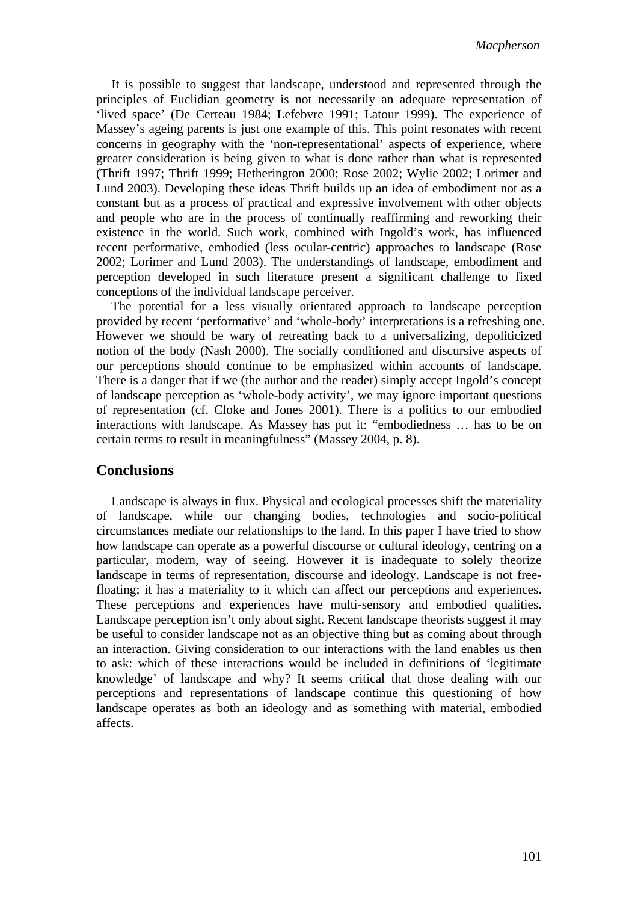It is possible to suggest that landscape, understood and represented through the principles of Euclidian geometry is not necessarily an adequate representation of 'lived space' (De Certeau 1984; Lefebvre 1991; Latour 1999). The experience of Massey's ageing parents is just one example of this. This point resonates with recent concerns in geography with the 'non-representational' aspects of experience, where greater consideration is being given to what is done rather than what is represented (Thrift 1997; Thrift 1999; Hetherington 2000; Rose 2002; Wylie 2002; Lorimer and Lund 2003). Developing these ideas Thrift builds up an idea of embodiment not as a constant but as a process of practical and expressive involvement with other objects and people who are in the process of continually reaffirming and reworking their existence in the world. Such work, combined with Ingold's work, has influenced recent performative, embodied (less ocular-centric) approaches to landscape (Rose 2002; Lorimer and Lund 2003). The understandings of landscape, embodiment and perception developed in such literature present a significant challenge to fixed conceptions of the individual landscape perceiver.

The potential for a less visually orientated approach to landscape perception provided by recent 'performative' and 'whole-body' interpretations is a refreshing one. However we should be wary of retreating back to a universalizing, depoliticized notion of the body (Nash 2000). The socially conditioned and discursive aspects of our perceptions should continue to be emphasized within accounts of landscape. There is a danger that if we (the author and the reader) simply accept Ingold's concept of landscape perception as 'whole-body activity', we may ignore important questions of representation (cf. Cloke and Jones 2001). There is a politics to our embodied interactions with landscape. As Massey has put it: "embodiedness … has to be on certain terms to result in meaningfulness" (Massey 2004, p. 8).

## Conclusions

Landscape is always in flux. Physical and ecological processes shift the materiality of landscape, while our changing bodies, technologies and socio-political circumstances mediate our relationships to the land. In this paper I have tried to show how landscape can operate as a powerful discourse or cultural ideology, centring on a particular, modern, way of seeing. However it is inadequate to solely theorize landscape in terms of representation, discourse and ideology. Landscape is not free-floating; it has a materiality to it which can affect our perceptions and experiences. These perceptions and experiences have multi-sensory and embodied qualities. Landscape perception isn't only about sight. Recent landscape theorists suggest it may be useful to consider landscape not as an objective thing but as coming about through an interaction. Giving consideration to our interactions with the land enables us then to ask: which of these interactions would be included in definitions of 'legitimate knowledge' of landscape and why? It seems critical that those dealing with our perceptions and representations of landscape continue this questioning of how landscape operates as both an ideology and as something with material, embodied affects.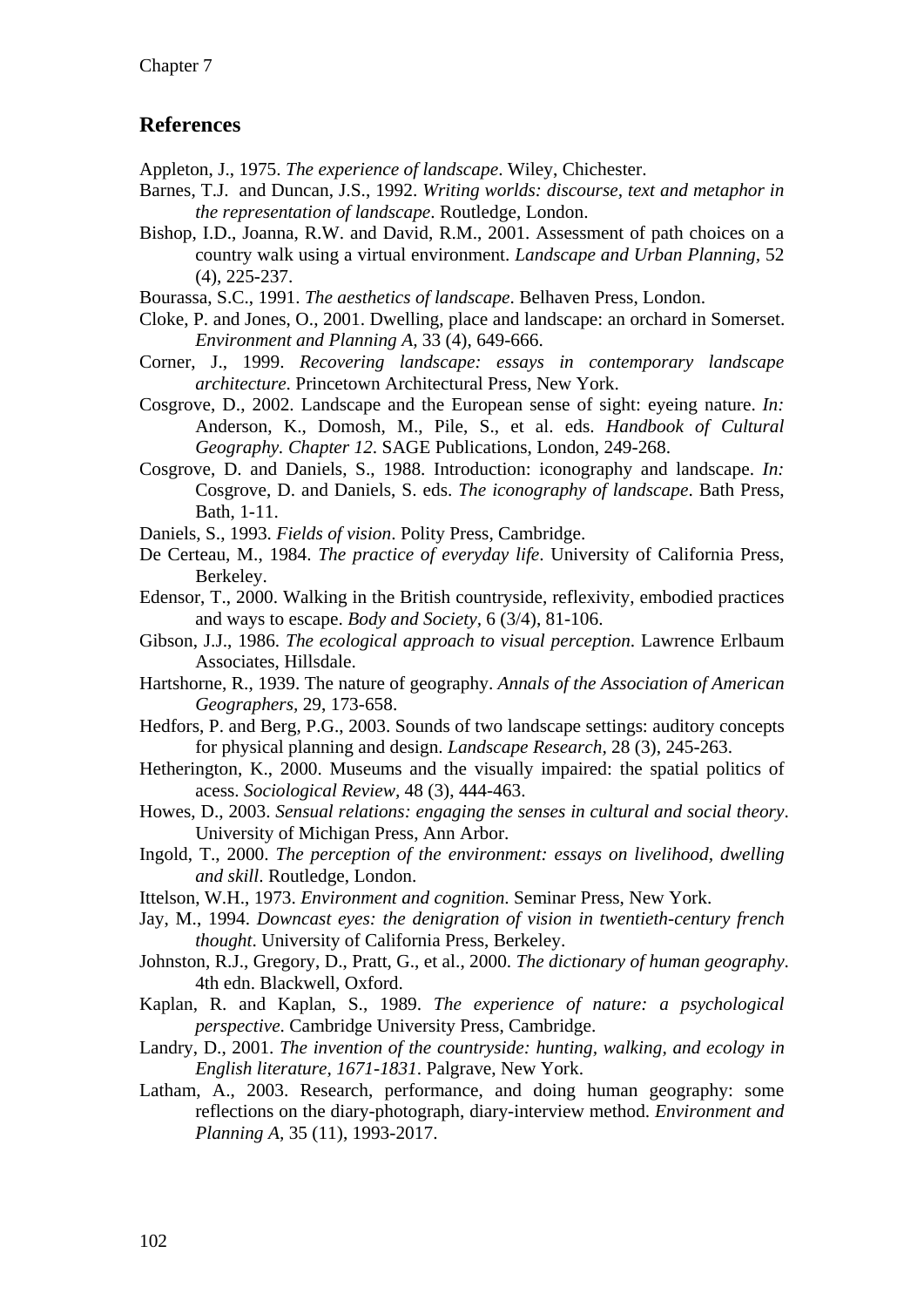## References

Appleton, J., 1975. *The experience of landscape*. Wiley, Chichester.

Barnes, T.J. and Duncan, J.S., 1992. *Writing worlds: discourse, text and metaphor in the representation of landscape*. Routledge, London.

Bishop, I.D., Joanna, R.W. and David, R.M., 2001. Assessment of path choices on a country walk using a virtual environment. *Landscape and Urban Planning*, 52 (4), 225-237.

Bourassa, S.C., 1991. *The aesthetics of landscape*. Belhaven Press, London.

Cloke, P. and Jones, O., 2001. Dwelling, place and landscape: an orchard in Somerset. *Environment and Planning A*, 33 (4), 649-666.

Corner, J., 1999. *Recovering landscape: essays in contemporary landscape architecture*. Princetown Architectural Press, New York.

Cosgrove, D., 2002. Landscape and the European sense of sight: eyeing nature. *In:* Anderson, K., Domosh, M., Pile, S., et al. eds. *Handbook of Cultural Geography. Chapter 12*. SAGE Publications, London, 249-268.

Cosgrove, D. and Daniels, S., 1988. Introduction: iconography and landscape. *In:* Cosgrove, D. and Daniels, S. eds. *The iconography of landscape*. Bath Press, Bath, 1-11.

Daniels, S., 1993. *Fields of vision*. Polity Press, Cambridge.

De Certeau, M., 1984. *The practice of everyday life*. University of California Press, Berkeley.

Edensor, T., 2000. Walking in the British countryside, reflexivity, embodied practices and ways to escape. *Body and Society*, 6 (3/4), 81-106.

Gibson, J.J., 1986. *The ecological approach to visual perception*. Lawrence Erlbaum Associates, Hillsdale.

Hartshorne, R., 1939. The nature of geography. *Annals of the Association of American Geographers*, 29, 173-658.

Hedfors, P. and Berg, P.G., 2003. Sounds of two landscape settings: auditory concepts for physical planning and design. *Landscape Research*, 28 (3), 245-263.

Hetherington, K., 2000. Museums and the visually impaired: the spatial politics of acess. *Sociological Review*, 48 (3), 444-463.

Howes, D., 2003. *Sensual relations: engaging the senses in cultural and social theory*. University of Michigan Press, Ann Arbor.

Ingold, T., 2000. *The perception of the environment: essays on livelihood, dwelling and skill*. Routledge, London.

Ittelson, W.H., 1973. *Environment and cognition*. Seminar Press, New York.

Jay, M., 1994. *Downcast eyes: the denigration of vision in twentieth-century french thought*. University of California Press, Berkeley.

Johnston, R.J., Gregory, D., Pratt, G., et al., 2000. *The dictionary of human geography*. 4th edn. Blackwell, Oxford.

Kaplan, R. and Kaplan, S., 1989. *The experience of nature: a psychological perspective*. Cambridge University Press, Cambridge.

Landry, D., 2001. *The invention of the countryside: hunting, walking, and ecology in English literature, 1671-1831*. Palgrave, New York.

Latham, A., 2003. Research, performance, and doing human geography: some reflections on the diary-photograph, diary-interview method. *Environment and Planning A*, 35 (11), 1993-2017.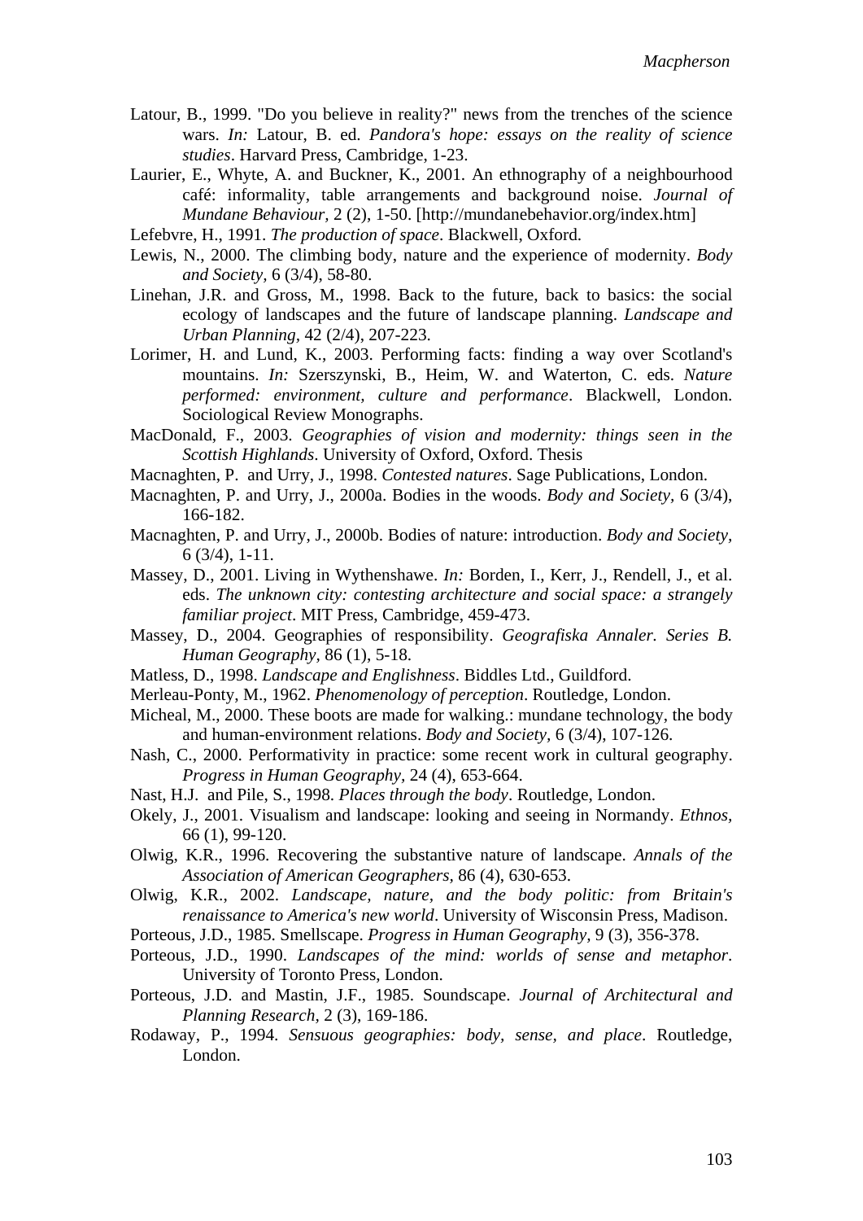Latour, B., 1999. "Do you believe in reality?" news from the trenches of the science wars. *In:* Latour, B. ed. *Pandora's hope: essays on the reality of science studies*. Harvard Press, Cambridge, 1-23.

Laurier, E., Whyte, A. and Buckner, K., 2001. An ethnography of a neighbourhood café: informality, table arrangements and background noise. *Journal of Mundane Behaviour,* 2 (2), 1-50. [http://mundanebehavior.org/index.htm]

Lefebvre, H., 1991. *The production of space*. Blackwell, Oxford.

Lewis, N., 2000. The climbing body, nature and the experience of modernity. *Body and Society,* 6 (3/4), 58-80.

Linehan, J.R. and Gross, M., 1998. Back to the future, back to basics: the social ecology of landscapes and the future of landscape planning. *Landscape and Urban Planning,* 42 (2/4), 207-223.

Lorimer, H. and Lund, K., 2003. Performing facts: finding a way over Scotland's mountains. *In:* Szerszynski, B., Heim, W. and Waterton, C. eds. *Nature performed: environment, culture and performance*. Blackwell, London. Sociological Review Monographs.

MacDonald, F., 2003. *Geographies of vision and modernity: things seen in the Scottish Highlands*. University of Oxford, Oxford. Thesis

Macnaghten, P. and Urry, J., 1998. *Contested natures*. Sage Publications, London.

Macnaghten, P. and Urry, J., 2000a. Bodies in the woods. *Body and Society,* 6 (3/4), 166-182.

Macnaghten, P. and Urry, J., 2000b. Bodies of nature: introduction. *Body and Society,* 6 (3/4), 1-11.

Massey, D., 2001. Living in Wythenshawe. *In:* Borden, I., Kerr, J., Rendell, J., et al. eds. *The unknown city: contesting architecture and social space: a strangely familiar project*. MIT Press, Cambridge, 459-473.

Massey, D., 2004. Geographies of responsibility. *Geografiska Annaler. Series B. Human Geography,* 86 (1), 5-18.

Matless, D., 1998. *Landscape and Englishness*. Biddles Ltd., Guildford.

Merleau-Ponty, M., 1962. *Phenomenology of perception*. Routledge, London.

Micheal, M., 2000. These boots are made for walking.: mundane technology, the body and human-environment relations. *Body and Society,* 6 (3/4), 107-126.

Nash, C., 2000. Performativity in practice: some recent work in cultural geography. *Progress in Human Geography,* 24 (4), 653-664.

Nast, H.J. and Pile, S., 1998. *Places through the body*. Routledge, London.

Okely, J., 2001. Visualism and landscape: looking and seeing in Normandy. *Ethnos,* 66 (1), 99-120.

Olwig, K.R., 1996. Recovering the substantive nature of landscape. *Annals of the Association of American Geographers,* 86 (4), 630-653.

Olwig, K.R., 2002. *Landscape, nature, and the body politic: from Britain's renaissance to America's new world*. University of Wisconsin Press, Madison.

Porteous, J.D., 1985. Smellscape. *Progress in Human Geography,* 9 (3), 356-378.

Porteous, J.D., 1990. *Landscapes of the mind: worlds of sense and metaphor*. University of Toronto Press, London.

Porteous, J.D. and Mastin, J.F., 1985. Soundscape. *Journal of Architectural and Planning Research,* 2 (3), 169-186.

Rodaway, P., 1994. *Sensuous geographies: body, sense, and place*. Routledge, London.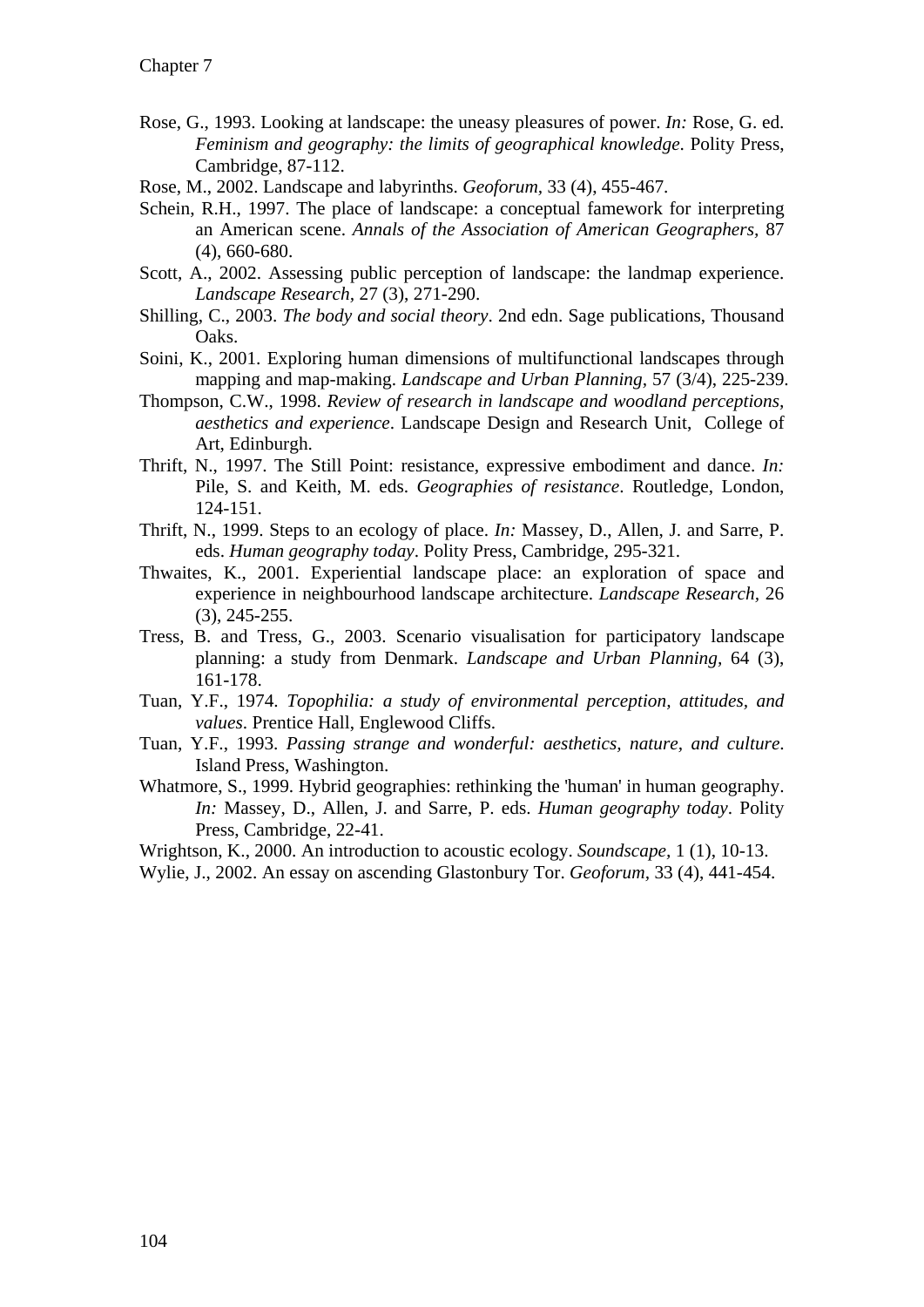Rose, G., 1993. Looking at landscape: the uneasy pleasures of power. *In:* Rose, G. ed. *Feminism and geography: the limits of geographical knowledge*. Polity Press, Cambridge, 87-112.

Rose, M., 2002. Landscape and labyrinths. *Geoforum*, 33 (4), 455-467.

Schein, R.H., 1997. The place of landscape: a conceptual famework for interpreting an American scene. *Annals of the Association of American Geographers*, 87 (4), 660-680.

Scott, A., 2002. Assessing public perception of landscape: the landmap experience. *Landscape Research*, 27 (3), 271-290.

Shilling, C., 2003. *The body and social theory*. 2nd edn. Sage publications, Thousand Oaks.

Soini, K., 2001. Exploring human dimensions of multifunctional landscapes through mapping and map-making. *Landscape and Urban Planning*, 57 (3/4), 225-239.

Thompson, C.W., 1998. *Review of research in landscape and woodland perceptions, aesthetics and experience*. Landscape Design and Research Unit, College of Art, Edinburgh.

Thrift, N., 1997. The Still Point: resistance, expressive embodiment and dance. *In:* Pile, S. and Keith, M. eds. *Geographies of resistance*. Routledge, London, 124-151.

Thrift, N., 1999. Steps to an ecology of place. *In:* Massey, D., Allen, J. and Sarre, P. eds. *Human geography today*. Polity Press, Cambridge, 295-321.

Thwaites, K., 2001. Experiential landscape place: an exploration of space and experience in neighbourhood landscape architecture. *Landscape Research*, 26 (3), 245-255.

Tress, B. and Tress, G., 2003. Scenario visualisation for participatory landscape planning: a study from Denmark. *Landscape and Urban Planning*, 64 (3), 161-178.

Tuan, Y.F., 1974. *Topophilia: a study of environmental perception, attitudes, and values*. Prentice Hall, Englewood Cliffs.

Tuan, Y.F., 1993. *Passing strange and wonderful: aesthetics, nature, and culture*. Island Press, Washington.

Whatmore, S., 1999. Hybrid geographies: rethinking the 'human' in human geography. *In:* Massey, D., Allen, J. and Sarre, P. eds. *Human geography today*. Polity Press, Cambridge, 22-41.

Wrightson, K., 2000. An introduction to acoustic ecology. *Soundscape*, 1 (1), 10-13.

Wylie, J., 2002. An essay on ascending Glastonbury Tor. *Geoforum*, 33 (4), 441-454.